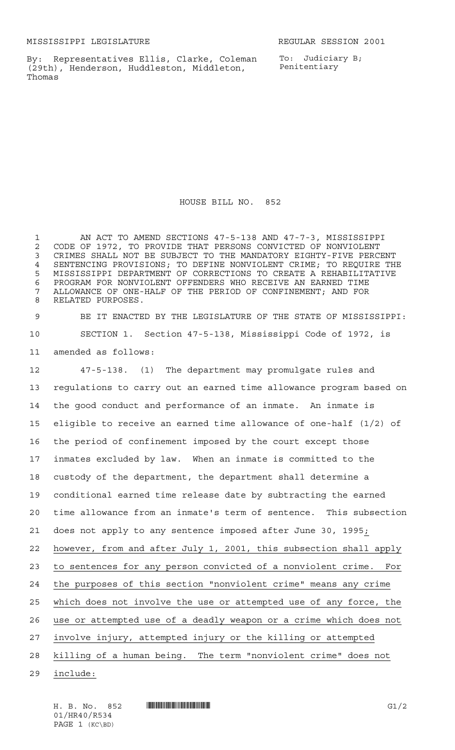MISSISSIPPI LEGISLATURE REGULAR SESSION 2001

By: Representatives Ellis, Clarke, Coleman (29th), Henderson, Huddleston, Middleton, Thomas

To: Judiciary B; Penitentiary

# HOUSE BILL NO. 852

AN ACT TO AMEND SECTIONS 47-5-138 AND 47-7-3, MISSISSIPPI CODE OF 1972, TO PROVIDE THAT PERSONS CONVICTED OF NONVIOLENT CRIMES SHALL NOT BE SUBJECT TO THE MANDATORY EIGHTY-FIVE PERCENT SENTENCING PROVISIONS; TO DEFINE NONVIOLENT CRIME; TO REQUIRE THE MISSISSIPPI DEPARTMENT OF CORRECTIONS TO CREATE A REHABILITATIVE PROGRAM FOR NONVIOLENT OFFENDERS WHO RECEIVE AN EARNED TIME ALLOWANCE OF ONE-HALF OF THE PERIOD OF CONFINEMENT; AND FOR RELATED PURPOSES.

BE IT ENACTED BY THE LEGISLATURE OF THE STATE OF MISSISSIPPI:

SECTION 1. Section 47-5-138, Mississippi Code of 1972, is amended as follows:

47-5-138. (1) The department may promulgate rules and regulations to carry out an earned time allowance program based on the good conduct and performance of an inmate. An inmate is eligible to receive an earned time allowance of one-half (1/2) of the period of confinement imposed by the court except those inmates excluded by law. When an inmate is committed to the custody of the department, the department shall determine a conditional earned time release date by subtracting the earned time allowance from an inmate's term of sentence. This subsection does not apply to any sentence imposed after June 30, 1995; however, from and after July 1, 2001, this subsection shall apply to sentences for any person convicted of a nonviolent crime. For the purposes of this section "nonviolent crime" means any crime which does not involve the use or attempted use of any force, the use or attempted use of a deadly weapon or a crime which does not involve injury, attempted injury or the killing or attempted killing of a human being. The term "nonviolent crime" does not include: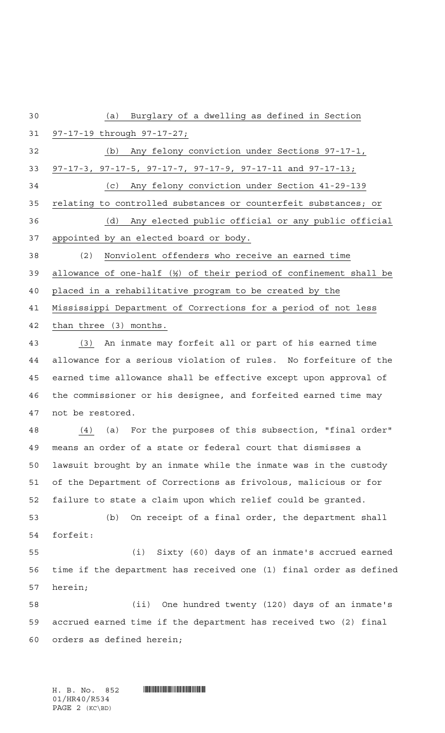(a) Burglary of a dwelling as defined in Section 97-17-19 through 97-17-27;

(b) Any felony conviction under Sections 97-17-1, 97-17-3, 97-17-5, 97-17-7, 97-17-9, 97-17-11 and 97-17-13;

(c) Any felony conviction under Section 41-29-139 relating to controlled substances or counterfeit substances; or

(d) Any elected public official or any public official appointed by an elected board or body.

(2) Nonviolent offenders who receive an earned time allowance of one-half (½) of their period of confinement shall be placed in a rehabilitative program to be created by the Mississippi Department of Corrections for a period of not less than three (3) months.

(3) An inmate may forfeit all or part of his earned time allowance for a serious violation of rules. No forfeiture of the earned time allowance shall be effective except upon approval of the commissioner or his designee, and forfeited earned time may not be restored.

(4) (a) For the purposes of this subsection, "final order" means an order of a state or federal court that dismisses a lawsuit brought by an inmate while the inmate was in the custody of the Department of Corrections as frivolous, malicious or for failure to state a claim upon which relief could be granted.

(b) On receipt of a final order, the department shall forfeit:

(i) Sixty (60) days of an inmate's accrued earned time if the department has received one (1) final order as defined herein;

(ii) One hundred twenty (120) days of an inmate's accrued earned time if the department has received two (2) final orders as defined herein;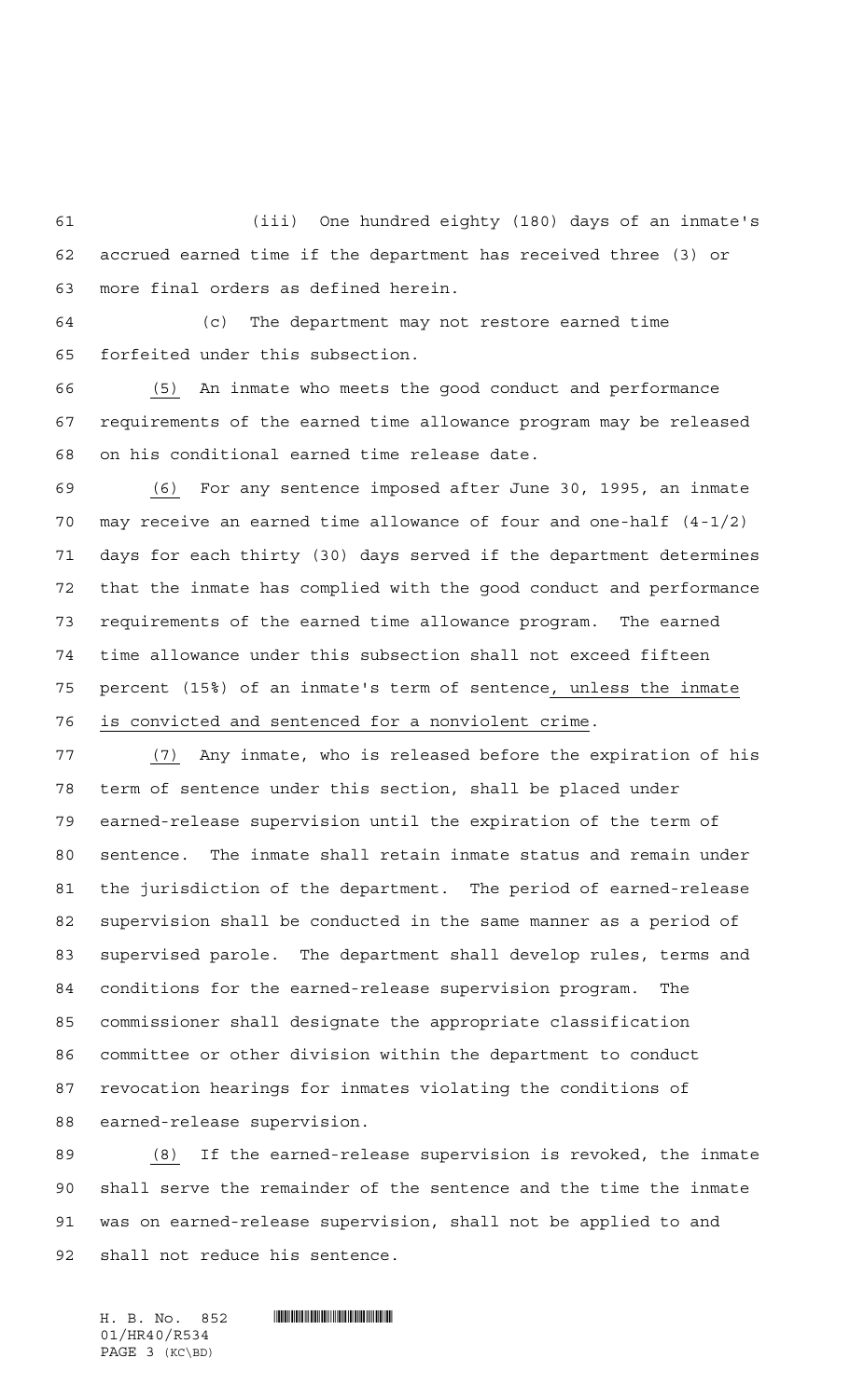(iii) One hundred eighty (180) days of an inmate's accrued earned time if the department has received three (3) or more final orders as defined herein.

(c) The department may not restore earned time forfeited under this subsection.

(5) An inmate who meets the good conduct and performance requirements of the earned time allowance program may be released on his conditional earned time release date.

(6) For any sentence imposed after June 30, 1995, an inmate may receive an earned time allowance of four and one-half (4-1/2) days for each thirty (30) days served if the department determines that the inmate has complied with the good conduct and performance requirements of the earned time allowance program. The earned time allowance under this subsection shall not exceed fifteen percent (15%) of an inmate's term of sentence, unless the inmate is convicted and sentenced for a nonviolent crime.

(7) Any inmate, who is released before the expiration of his term of sentence under this section, shall be placed under earned-release supervision until the expiration of the term of sentence. The inmate shall retain inmate status and remain under the jurisdiction of the department. The period of earned-release supervision shall be conducted in the same manner as a period of supervised parole. The department shall develop rules, terms and conditions for the earned-release supervision program. The commissioner shall designate the appropriate classification committee or other division within the department to conduct revocation hearings for inmates violating the conditions of earned-release supervision.

(8) If the earned-release supervision is revoked, the inmate shall serve the remainder of the sentence and the time the inmate was on earned-release supervision, shall not be applied to and shall not reduce his sentence.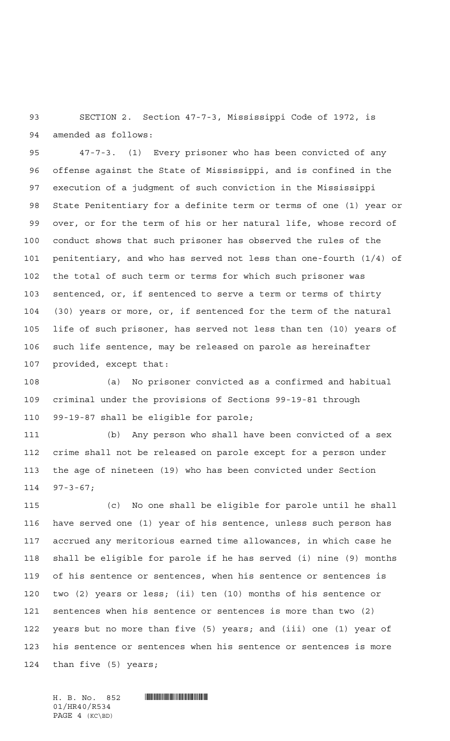SECTION 2. Section 47-7-3, Mississippi Code of 1972, is amended as follows:

47-7-3. (1) Every prisoner who has been convicted of any offense against the State of Mississippi, and is confined in the execution of a judgment of such conviction in the Mississippi State Penitentiary for a definite term or terms of one (1) year or over, or for the term of his or her natural life, whose record of conduct shows that such prisoner has observed the rules of the penitentiary, and who has served not less than one-fourth (1/4) of the total of such term or terms for which such prisoner was sentenced, or, if sentenced to serve a term or terms of thirty (30) years or more, or, if sentenced for the term of the natural life of such prisoner, has served not less than ten (10) years of such life sentence, may be released on parole as hereinafter provided, except that:

(a) No prisoner convicted as a confirmed and habitual criminal under the provisions of Sections 99-19-81 through 99-19-87 shall be eligible for parole;

(b) Any person who shall have been convicted of a sex crime shall not be released on parole except for a person under the age of nineteen (19) who has been convicted under Section 97-3-67;

(c) No one shall be eligible for parole until he shall have served one (1) year of his sentence, unless such person has accrued any meritorious earned time allowances, in which case he shall be eligible for parole if he has served (i) nine (9) months of his sentence or sentences, when his sentence or sentences is two (2) years or less; (ii) ten (10) months of his sentence or sentences when his sentence or sentences is more than two (2) years but no more than five (5) years; and (iii) one (1) year of his sentence or sentences when his sentence or sentences is more than five (5) years;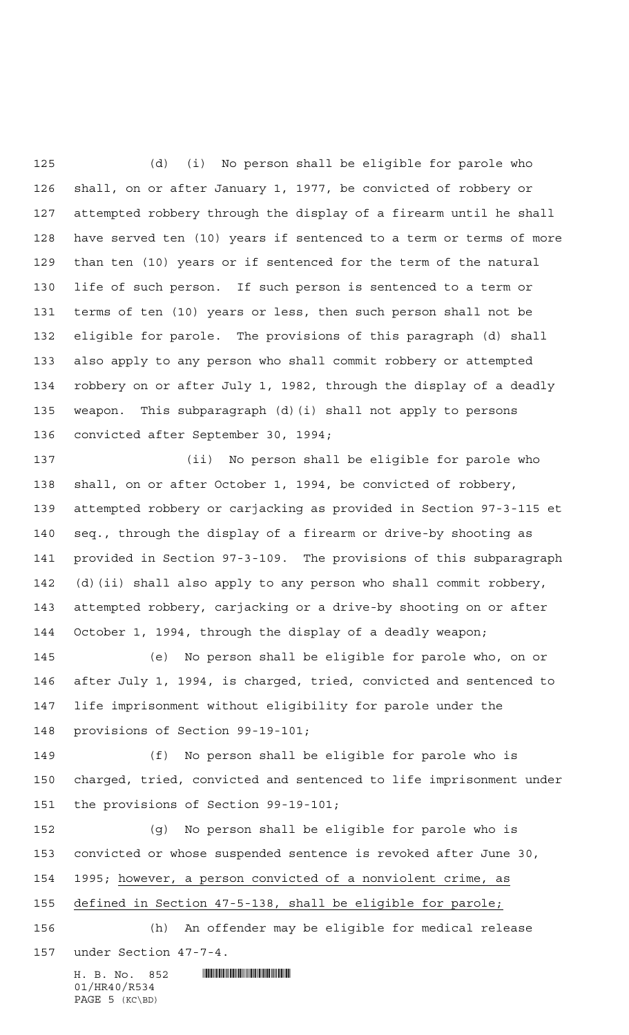(d) (i) No person shall be eligible for parole who shall, on or after January 1, 1977, be convicted of robbery or attempted robbery through the display of a firearm until he shall have served ten (10) years if sentenced to a term or terms of more than ten (10) years or if sentenced for the term of the natural life of such person. If such person is sentenced to a term or terms of ten (10) years or less, then such person shall not be eligible for parole. The provisions of this paragraph (d) shall also apply to any person who shall commit robbery or attempted robbery on or after July 1, 1982, through the display of a deadly weapon. This subparagraph (d)(i) shall not apply to persons convicted after September 30, 1994;

(ii) No person shall be eligible for parole who shall, on or after October 1, 1994, be convicted of robbery, attempted robbery or carjacking as provided in Section 97-3-115 et seq., through the display of a firearm or drive-by shooting as provided in Section 97-3-109. The provisions of this subparagraph (d)(ii) shall also apply to any person who shall commit robbery, attempted robbery, carjacking or a drive-by shooting on or after October 1, 1994, through the display of a deadly weapon;

(e) No person shall be eligible for parole who, on or after July 1, 1994, is charged, tried, convicted and sentenced to life imprisonment without eligibility for parole under the provisions of Section 99-19-101;

(f) No person shall be eligible for parole who is charged, tried, convicted and sentenced to life imprisonment under the provisions of Section 99-19-101;

(g) No person shall be eligible for parole who is convicted or whose suspended sentence is revoked after June 30, 1995; <u>however, a person convicted of a nonviolent crime, as defined in Section 47-5-138, shall be eligible for parole;</u>

(h) An offender may be eligible for medical release under Section 47-7-4.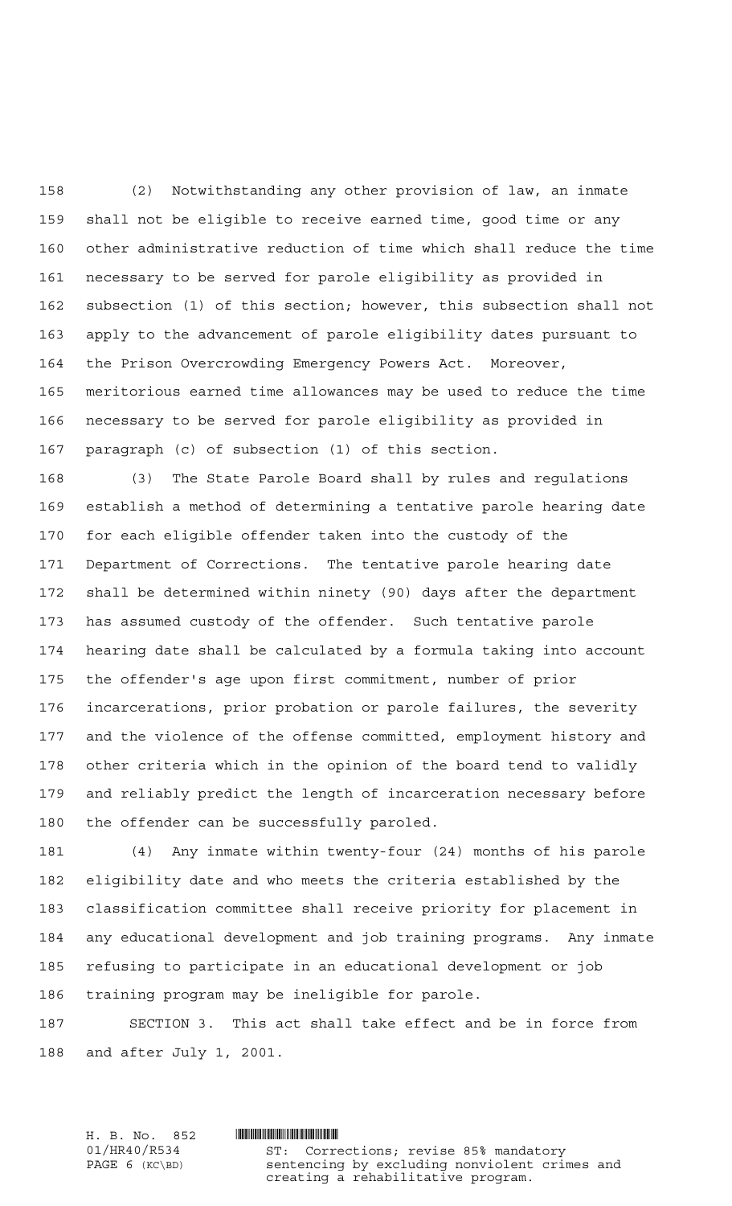(2) Notwithstanding any other provision of law, an inmate shall not be eligible to receive earned time, good time or any other administrative reduction of time which shall reduce the time necessary to be served for parole eligibility as provided in subsection (1) of this section; however, this subsection shall not apply to the advancement of parole eligibility dates pursuant to the Prison Overcrowding Emergency Powers Act. Moreover, meritorious earned time allowances may be used to reduce the time necessary to be served for parole eligibility as provided in paragraph (c) of subsection (1) of this section.

(3) The State Parole Board shall by rules and regulations establish a method of determining a tentative parole hearing date for each eligible offender taken into the custody of the Department of Corrections. The tentative parole hearing date shall be determined within ninety (90) days after the department has assumed custody of the offender. Such tentative parole hearing date shall be calculated by a formula taking into account the offender's age upon first commitment, number of prior incarcerations, prior probation or parole failures, the severity and the violence of the offense committed, employment history and other criteria which in the opinion of the board tend to validly and reliably predict the length of incarceration necessary before the offender can be successfully paroled.

(4) Any inmate within twenty-four (24) months of his parole eligibility date and who meets the criteria established by the classification committee shall receive priority for placement in any educational development and job training programs. Any inmate refusing to participate in an educational development or job training program may be ineligible for parole.

SECTION 3. This act shall take effect and be in force from and after July 1, 2001.

H. B. No. 852
01/HR40/R534

ST: Corrections; revise 85% mandatory sentencing by excluding nonviolent crimes and creating a rehabilitative program.